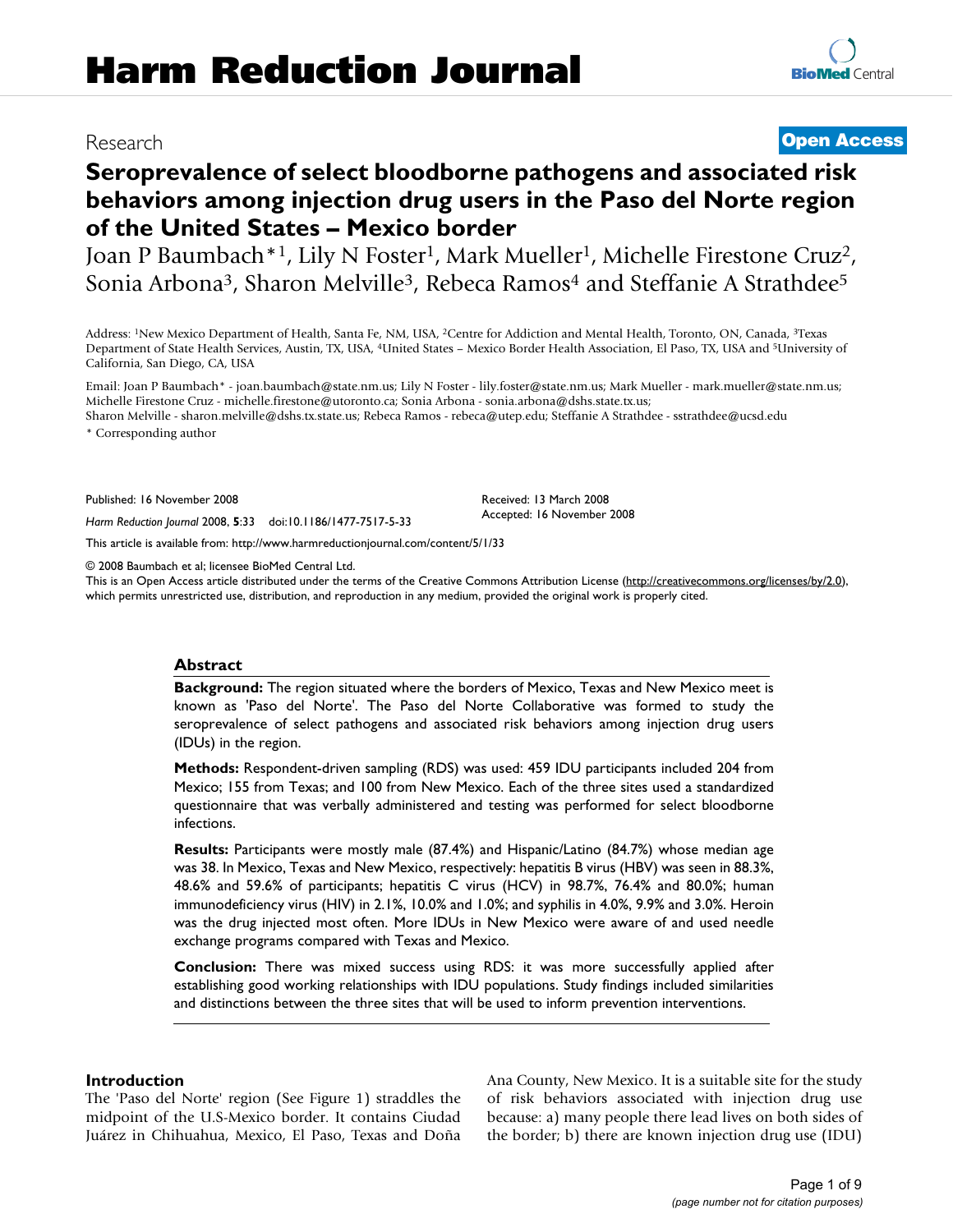Research

Open Access

# Seroprevalence of select bloodborne pathogens and associated risk behaviors among injection drug users in the Paso del Norte region of the United States – Mexico border

Joan P Baumbach*[1], Lily N Foster[1], Mark Mueller[1], Michelle Firestone Cruz[2], Sonia Arbona[3], Sharon Melville[3], Rebeca Ramos[4] and Steffanie A Strathdee[5]

Address: [1]New Mexico Department of Health, Santa Fe, NM, USA, [2]Centre for Addiction and Mental Health, Toronto, ON, Canada, [3]Texas Department of State Health Services, Austin, TX, USA, [4]United States – Mexico Border Health Association, El Paso, TX, USA and [5]University of California, San Diego, CA, USA

Email: Joan P Baumbach* - joan.baumbach@state.nm.us; Lily N Foster - lily.foster@state.nm.us; Mark Mueller - mark.mueller@state.nm.us; Michelle Firestone Cruz - michelle.firestone@utoronto.ca; Sonia Arbona - sonia.arbona@dshs.state.tx.us; Sharon Melville - sharon.melville@dshs.tx.state.us; Rebeca Ramos - rebeca@utep.edu; Steffanie A Strathdee - sstrathdee@ucsd.edu

\* Corresponding author

Published: 16 November 2008

*Harm Reduction Journal* 2008, **5**:33 doi:10.1186/1477-7517-5-33

Received: 13 March 2008
Accepted: 16 November 2008

This article is available from: http://www.harmreductionjournal.com/content/5/1/33

© 2008 Baumbach et al; licensee BioMed Central Ltd.
This is an Open Access article distributed under the terms of the Creative Commons Attribution License (http://creativecommons.org/licenses/by/2.0), which permits unrestricted use, distribution, and reproduction in any medium, provided the original work is properly cited.

## Abstract

**Background:** The region situated where the borders of Mexico, Texas and New Mexico meet is known as 'Paso del Norte'. The Paso del Norte Collaborative was formed to study the seroprevalence of select pathogens and associated risk behaviors among injection drug users (IDUs) in the region.

**Methods:** Respondent-driven sampling (RDS) was used: 459 IDU participants included 204 from Mexico; 155 from Texas; and 100 from New Mexico. Each of the three sites used a standardized questionnaire that was verbally administered and testing was performed for select bloodborne infections.

**Results:** Participants were mostly male (87.4%) and Hispanic/Latino (84.7%) whose median age was 38. In Mexico, Texas and New Mexico, respectively: hepatitis B virus (HBV) was seen in 88.3%, 48.6% and 59.6% of participants; hepatitis C virus (HCV) in 98.7%, 76.4% and 80.0%; human immunodeficiency virus (HIV) in 2.1%, 10.0% and 1.0%; and syphilis in 4.0%, 9.9% and 3.0%. Heroin was the drug injected most often. More IDUs in New Mexico were aware of and used needle exchange programs compared with Texas and Mexico.

**Conclusion:** There was mixed success using RDS: it was more successfully applied after establishing good working relationships with IDU populations. Study findings included similarities and distinctions between the three sites that will be used to inform prevention interventions.

## Introduction

The 'Paso del Norte' region (See Figure 1) straddles the midpoint of the U.S-Mexico border. It contains Ciudad Juárez in Chihuahua, Mexico, El Paso, Texas and Doña Ana County, New Mexico. It is a suitable site for the study of risk behaviors associated with injection drug use because: a) many people there lead lives on both sides of the border; b) there are known injection drug use (IDU)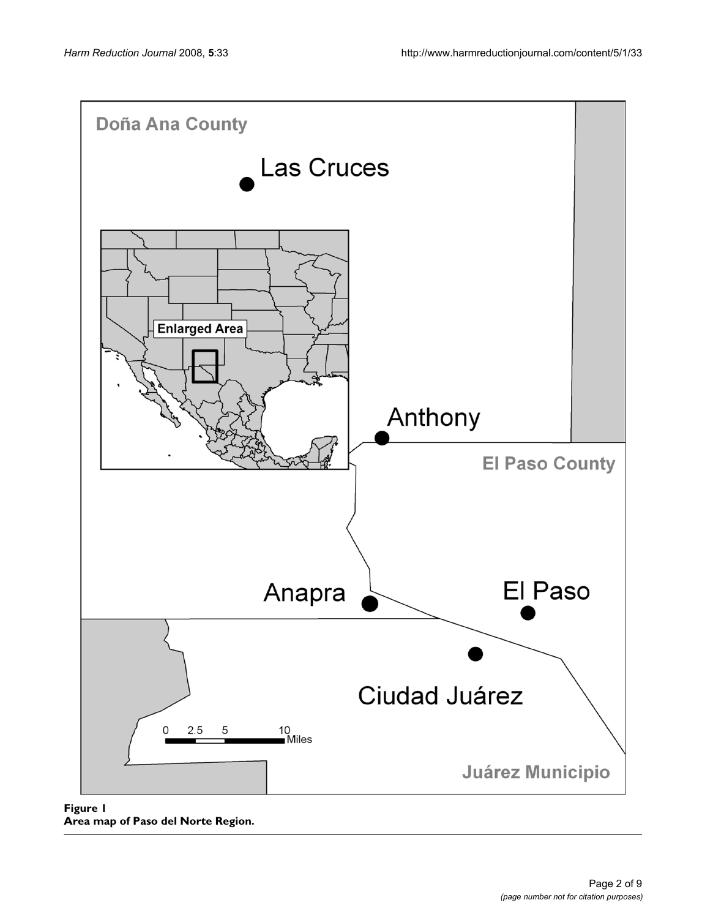**Figure 1**
**Area map of Paso del Norte Region.**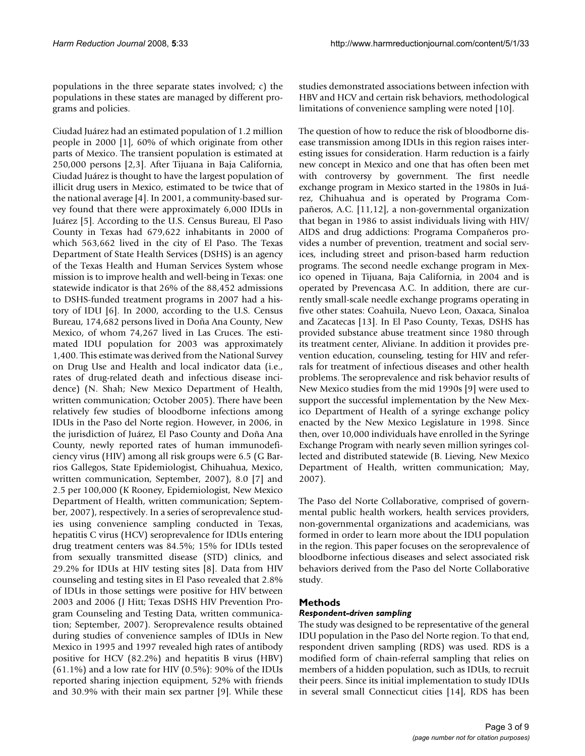populations in the three separate states involved; c) the populations in these states are managed by different programs and policies.

Ciudad Juárez had an estimated population of 1.2 million people in 2000 [1], 60% of which originate from other parts of Mexico. The transient population is estimated at 250,000 persons [2,3]. After Tijuana in Baja California, Ciudad Juárez is thought to have the largest population of illicit drug users in Mexico, estimated to be twice that of the national average [4]. In 2001, a community-based survey found that there were approximately 6,000 IDUs in Juárez [5]. According to the U.S. Census Bureau, El Paso County in Texas had 679,622 inhabitants in 2000 of which 563,662 lived in the city of El Paso. The Texas Department of State Health Services (DSHS) is an agency of the Texas Health and Human Services System whose mission is to improve health and well-being in Texas: one statewide indicator is that 26% of the 88,452 admissions to DSHS-funded treatment programs in 2007 had a history of IDU [6]. In 2000, according to the U.S. Census Bureau, 174,682 persons lived in Doña Ana County, New Mexico, of whom 74,267 lived in Las Cruces. The estimated IDU population for 2003 was approximately 1,400. This estimate was derived from the National Survey on Drug Use and Health and local indicator data (i.e., rates of drug-related death and infectious disease incidence) (N. Shah; New Mexico Department of Health, written communication; October 2005). There have been relatively few studies of bloodborne infections among IDUs in the Paso del Norte region. However, in 2006, in the jurisdiction of Juárez, El Paso County and Doña Ana County, newly reported rates of human immunodeficiency virus (HIV) among all risk groups were 6.5 (G Barrios Gallegos, State Epidemiologist, Chihuahua, Mexico, written communication, September, 2007), 8.0 [7] and 2.5 per 100,000 (K Rooney, Epidemiologist, New Mexico Department of Health, written communication; September, 2007), respectively. In a series of seroprevalence studies using convenience sampling conducted in Texas, hepatitis C virus (HCV) seroprevalence for IDUs entering drug treatment centers was 84.5%; 15% for IDUs tested from sexually transmitted disease (STD) clinics, and 29.2% for IDUs at HIV testing sites [8]. Data from HIV counseling and testing sites in El Paso revealed that 2.8% of IDUs in those settings were positive for HIV between 2003 and 2006 (J Hitt; Texas DSHS HIV Prevention Program Counseling and Testing Data, written communication; September, 2007). Seroprevalence results obtained during studies of convenience samples of IDUs in New Mexico in 1995 and 1997 revealed high rates of antibody positive for HCV (82.2%) and hepatitis B virus (HBV) (61.1%) and a low rate for HIV (0.5%): 90% of the IDUs reported sharing injection equipment, 52% with friends and 30.9% with their main sex partner [9]. While these studies demonstrated associations between infection with HBV and HCV and certain risk behaviors, methodological limitations of convenience sampling were noted [10].

The question of how to reduce the risk of bloodborne disease transmission among IDUs in this region raises interesting issues for consideration. Harm reduction is a fairly new concept in Mexico and one that has often been met with controversy by government. The first needle exchange program in Mexico started in the 1980s in Juárez, Chihuahua and is operated by Programa Compañeros, A.C. [11,12], a non-governmental organization that began in 1986 to assist individuals living with HIV/AIDS and drug addictions: Programa Compañeros provides a number of prevention, treatment and social services, including street and prison-based harm reduction programs. The second needle exchange program in Mexico opened in Tijuana, Baja California, in 2004 and is operated by Prevencasa A.C. In addition, there are currently small-scale needle exchange programs operating in five other states: Coahuila, Nuevo Leon, Oaxaca, Sinaloa and Zacatecas [13]. In El Paso County, Texas, DSHS has provided substance abuse treatment since 1980 through its treatment center, Aliviane. In addition it provides prevention education, counseling, testing for HIV and referrals for treatment of infectious diseases and other health problems. The seroprevalence and risk behavior results of New Mexico studies from the mid 1990s [9] were used to support the successful implementation by the New Mexico Department of Health of a syringe exchange policy enacted by the New Mexico Legislature in 1998. Since then, over 10,000 individuals have enrolled in the Syringe Exchange Program with nearly seven million syringes collected and distributed statewide (B. Lieving, New Mexico Department of Health, written communication; May, 2007).

The Paso del Norte Collaborative, comprised of governmental public health workers, health services providers, non-governmental organizations and academicians, was formed in order to learn more about the IDU population in the region. This paper focuses on the seroprevalence of bloodborne infectious diseases and select associated risk behaviors derived from the Paso del Norte Collaborative study.

## Methods

### *Respondent-driven sampling*

The study was designed to be representative of the general IDU population in the Paso del Norte region. To that end, respondent driven sampling (RDS) was used. RDS is a modified form of chain-referral sampling that relies on members of a hidden population, such as IDUs, to recruit their peers. Since its initial implementation to study IDUs in several small Connecticut cities [14], RDS has been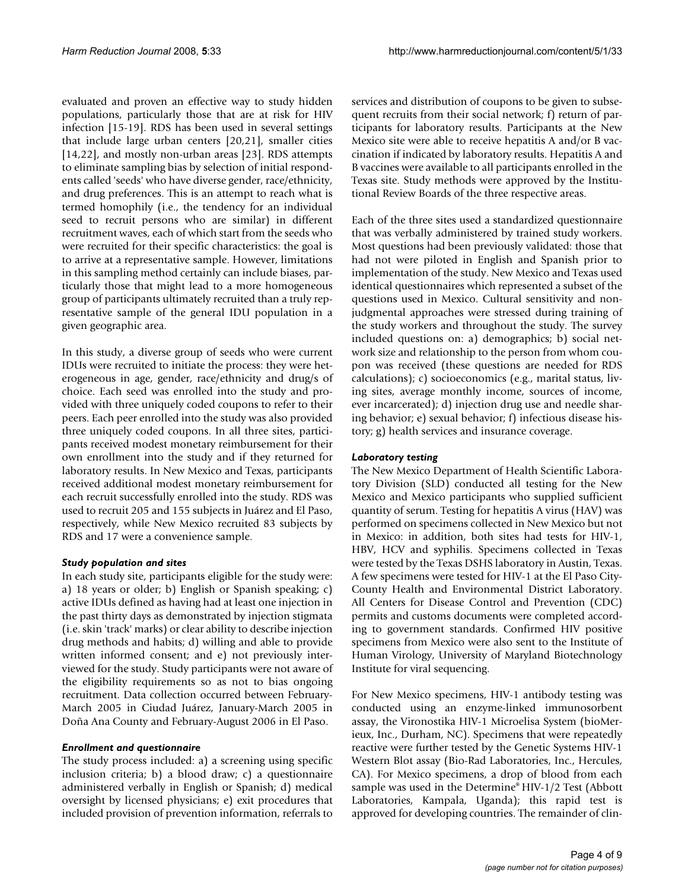evaluated and proven an effective way to study hidden populations, particularly those that are at risk for HIV infection [15-19]. RDS has been used in several settings that include large urban centers [20,21], smaller cities [14,22], and mostly non-urban areas [23]. RDS attempts to eliminate sampling bias by selection of initial respondents called 'seeds' who have diverse gender, race/ethnicity, and drug preferences. This is an attempt to reach what is termed homophily (i.e., the tendency for an individual seed to recruit persons who are similar) in different recruitment waves, each of which start from the seeds who were recruited for their specific characteristics: the goal is to arrive at a representative sample. However, limitations in this sampling method certainly can include biases, particularly those that might lead to a more homogeneous group of participants ultimately recruited than a truly representative sample of the general IDU population in a given geographic area.

In this study, a diverse group of seeds who were current IDUs were recruited to initiate the process: they were heterogeneous in age, gender, race/ethnicity and drug/s of choice. Each seed was enrolled into the study and provided with three uniquely coded coupons to refer to their peers. Each peer enrolled into the study was also provided three uniquely coded coupons. In all three sites, participants received modest monetary reimbursement for their own enrollment into the study and if they returned for laboratory results. In New Mexico and Texas, participants received additional modest monetary reimbursement for each recruit successfully enrolled into the study. RDS was used to recruit 205 and 155 subjects in Juárez and El Paso, respectively, while New Mexico recruited 83 subjects by RDS and 17 were a convenience sample.

### *Study population and sites*

In each study site, participants eligible for the study were: a) 18 years or older; b) English or Spanish speaking; c) active IDUs defined as having had at least one injection in the past thirty days as demonstrated by injection stigmata (i.e. skin 'track' marks) or clear ability to describe injection drug methods and habits; d) willing and able to provide written informed consent; and e) not previously interviewed for the study. Study participants were not aware of the eligibility requirements so as not to bias ongoing recruitment. Data collection occurred between February-March 2005 in Ciudad Juárez, January-March 2005 in Doña Ana County and February-August 2006 in El Paso.

### *Enrollment and questionnaire*

The study process included: a) a screening using specific inclusion criteria; b) a blood draw; c) a questionnaire administered verbally in English or Spanish; d) medical oversight by licensed physicians; e) exit procedures that included provision of prevention information, referrals to services and distribution of coupons to be given to subsequent recruits from their social network; f) return of participants for laboratory results. Participants at the New Mexico site were able to receive hepatitis A and/or B vaccination if indicated by laboratory results. Hepatitis A and B vaccines were available to all participants enrolled in the Texas site. Study methods were approved by the Institutional Review Boards of the three respective areas.

Each of the three sites used a standardized questionnaire that was verbally administered by trained study workers. Most questions had been previously validated: those that had not were piloted in English and Spanish prior to implementation of the study. New Mexico and Texas used identical questionnaires which represented a subset of the questions used in Mexico. Cultural sensitivity and non-judgmental approaches were stressed during training of the study workers and throughout the study. The survey included questions on: a) demographics; b) social network size and relationship to the person from whom coupon was received (these questions are needed for RDS calculations); c) socioeconomics (e.g., marital status, living sites, average monthly income, sources of income, ever incarcerated); d) injection drug use and needle sharing behavior; e) sexual behavior; f) infectious disease history; g) health services and insurance coverage.

### *Laboratory testing*

The New Mexico Department of Health Scientific Laboratory Division (SLD) conducted all testing for the New Mexico and Mexico participants who supplied sufficient quantity of serum. Testing for hepatitis A virus (HAV) was performed on specimens collected in New Mexico but not in Mexico: in addition, both sites had tests for HIV-1, HBV, HCV and syphilis. Specimens collected in Texas were tested by the Texas DSHS laboratory in Austin, Texas. A few specimens were tested for HIV-1 at the El Paso City-County Health and Environmental District Laboratory. All Centers for Disease Control and Prevention (CDC) permits and customs documents were completed according to government standards. Confirmed HIV positive specimens from Mexico were also sent to the Institute of Human Virology, University of Maryland Biotechnology Institute for viral sequencing.

For New Mexico specimens, HIV-1 antibody testing was conducted using an enzyme-linked immunosorbent assay, the Vironostika HIV-1 Microelisa System (bioMerieux, Inc., Durham, NC). Specimens that were repeatedly reactive were further tested by the Genetic Systems HIV-1 Western Blot assay (Bio-Rad Laboratories, Inc., Hercules, CA). For Mexico specimens, a drop of blood from each sample was used in the Determine® HIV-1/2 Test (Abbott Laboratories, Kampala, Uganda); this rapid test is approved for developing countries. The remainder of clin-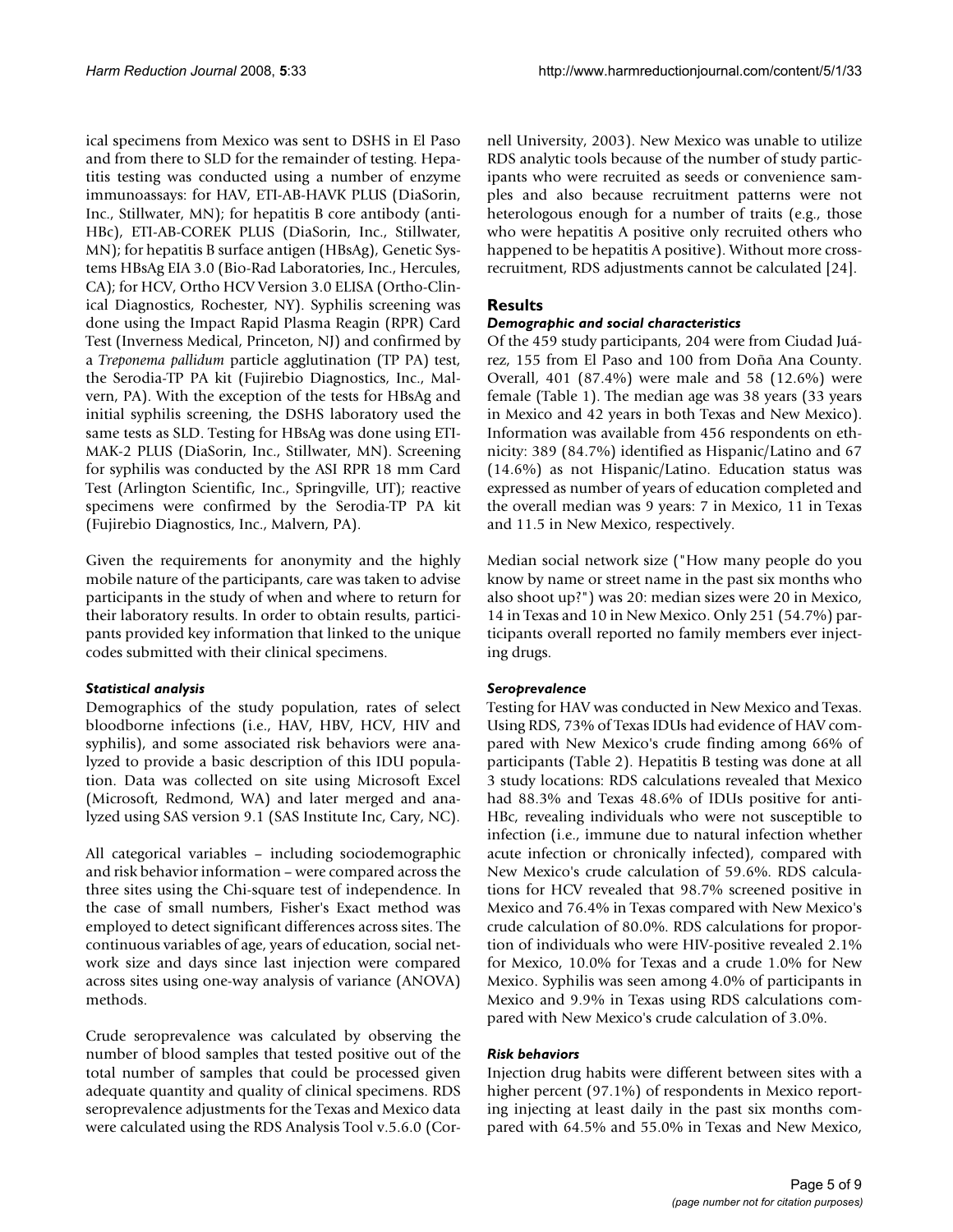ical specimens from Mexico was sent to DSHS in El Paso and from there to SLD for the remainder of testing. Hepatitis testing was conducted using a number of enzyme immunoassays: for HAV, ETI-AB-HAVK PLUS (DiaSorin, Inc., Stillwater, MN); for hepatitis B core antibody (anti-HBc), ETI-AB-COREK PLUS (DiaSorin, Inc., Stillwater, MN); for hepatitis B surface antigen (HBsAg), Genetic Systems HBsAg EIA 3.0 (Bio-Rad Laboratories, Inc., Hercules, CA); for HCV, Ortho HCV Version 3.0 ELISA (Ortho-Clinical Diagnostics, Rochester, NY). Syphilis screening was done using the Impact Rapid Plasma Reagin (RPR) Card Test (Inverness Medical, Princeton, NJ) and confirmed by a *Treponema pallidum* particle agglutination (TP PA) test, the Serodia-TP PA kit (Fujirebio Diagnostics, Inc., Malvern, PA). With the exception of the tests for HBsAg and initial syphilis screening, the DSHS laboratory used the same tests as SLD. Testing for HBsAg was done using ETI-MAK-2 PLUS (DiaSorin, Inc., Stillwater, MN). Screening for syphilis was conducted by the ASI RPR 18 mm Card Test (Arlington Scientific, Inc., Springville, UT); reactive specimens were confirmed by the Serodia-TP PA kit (Fujirebio Diagnostics, Inc., Malvern, PA).

Given the requirements for anonymity and the highly mobile nature of the participants, care was taken to advise participants in the study of when and where to return for their laboratory results. In order to obtain results, participants provided key information that linked to the unique codes submitted with their clinical specimens.

### *Statistical analysis*

Demographics of the study population, rates of select bloodborne infections (i.e., HAV, HBV, HCV, HIV and syphilis), and some associated risk behaviors were analyzed to provide a basic description of this IDU population. Data was collected on site using Microsoft Excel (Microsoft, Redmond, WA) and later merged and analyzed using SAS version 9.1 (SAS Institute Inc, Cary, NC).

All categorical variables – including sociodemographic and risk behavior information – were compared across the three sites using the Chi-square test of independence. In the case of small numbers, Fisher's Exact method was employed to detect significant differences across sites. The continuous variables of age, years of education, social network size and days since last injection were compared across sites using one-way analysis of variance (ANOVA) methods.

Crude seroprevalence was calculated by observing the number of blood samples that tested positive out of the total number of samples that could be processed given adequate quantity and quality of clinical specimens. RDS seroprevalence adjustments for the Texas and Mexico data were calculated using the RDS Analysis Tool v.5.6.0 (Cornell University, 2003). New Mexico was unable to utilize RDS analytic tools because of the number of study participants who were recruited as seeds or convenience samples and also because recruitment patterns were not heterologous enough for a number of traits (e.g., those who were hepatitis A positive only recruited others who happened to be hepatitis A positive). Without more cross-recruitment, RDS adjustments cannot be calculated [24].

## Results

### *Demographic and social characteristics*

Of the 459 study participants, 204 were from Ciudad Juárez, 155 from El Paso and 100 from Doña Ana County. Overall, 401 (87.4%) were male and 58 (12.6%) were female (Table 1). The median age was 38 years (33 years in Mexico and 42 years in both Texas and New Mexico). Information was available from 456 respondents on ethnicity: 389 (84.7%) identified as Hispanic/Latino and 67 (14.6%) as not Hispanic/Latino. Education status was expressed as number of years of education completed and the overall median was 9 years: 7 in Mexico, 11 in Texas and 11.5 in New Mexico, respectively.

Median social network size ("How many people do you know by name or street name in the past six months who also shoot up?") was 20: median sizes were 20 in Mexico, 14 in Texas and 10 in New Mexico. Only 251 (54.7%) participants overall reported no family members ever injecting drugs.

### *Seroprevalence*

Testing for HAV was conducted in New Mexico and Texas. Using RDS, 73% of Texas IDUs had evidence of HAV compared with New Mexico's crude finding among 66% of participants (Table 2). Hepatitis B testing was done at all 3 study locations: RDS calculations revealed that Mexico had 88.3% and Texas 48.6% of IDUs positive for anti-HBc, revealing individuals who were not susceptible to infection (i.e., immune due to natural infection whether acute infection or chronically infected), compared with New Mexico's crude calculation of 59.6%. RDS calculations for HCV revealed that 98.7% screened positive in Mexico and 76.4% in Texas compared with New Mexico's crude calculation of 80.0%. RDS calculations for proportion of individuals who were HIV-positive revealed 2.1% for Mexico, 10.0% for Texas and a crude 1.0% for New Mexico. Syphilis was seen among 4.0% of participants in Mexico and 9.9% in Texas using RDS calculations compared with New Mexico's crude calculation of 3.0%.

### *Risk behaviors*

Injection drug habits were different between sites with a higher percent (97.1%) of respondents in Mexico reporting injecting at least daily in the past six months compared with 64.5% and 55.0% in Texas and New Mexico,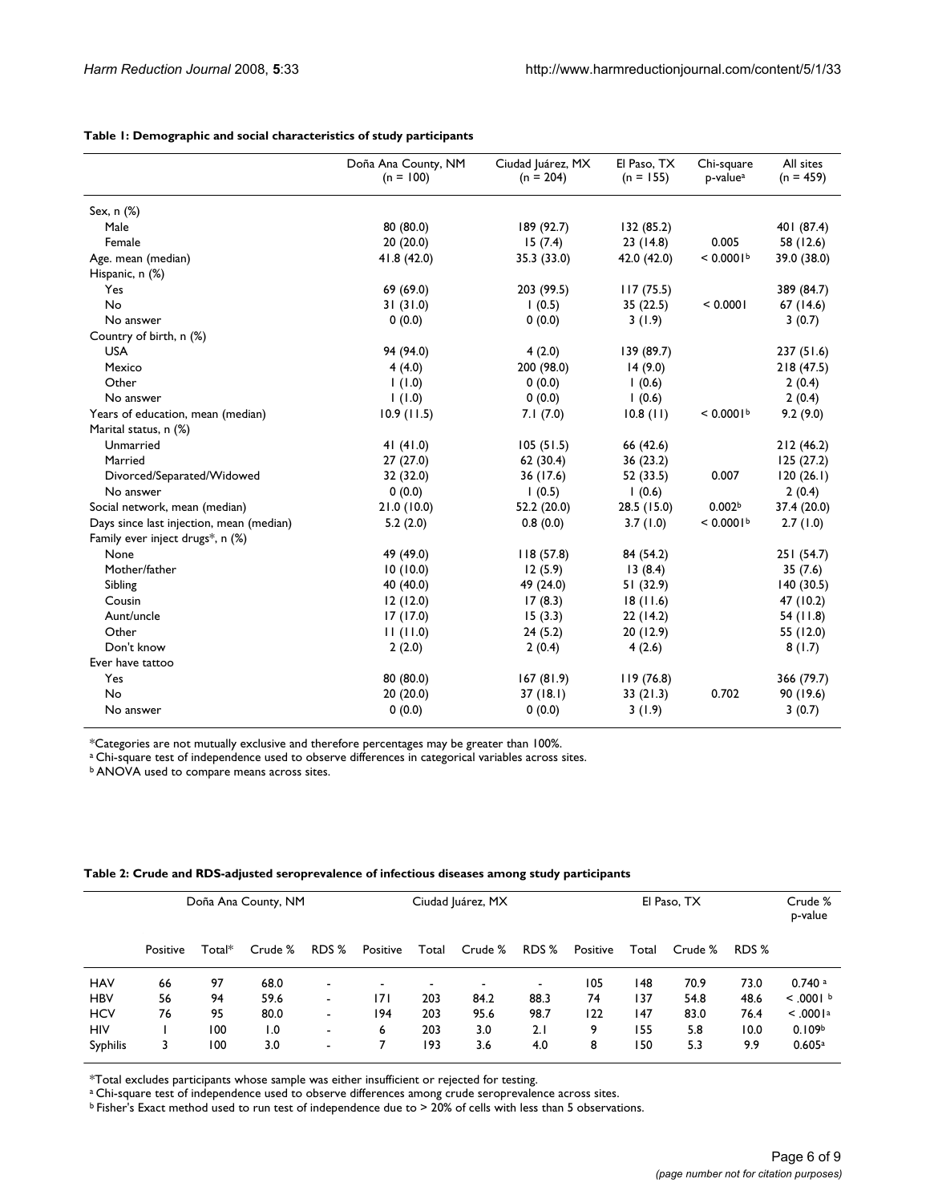**Table 1: Demographic and social characteristics of study participants**

| | Doña Ana County, NM (n = 100) | Ciudad Juárez, MX (n = 204) | El Paso, TX (n = 155) | Chi-square p-value[a] | All sites (n = 459) |
|---|---|---|---|---|---|
| Sex, n (%) | | | | | |
| Male | 80 (80.0) | 189 (92.7) | 132 (85.2) | | 401 (87.4) |
| Female | 20 (20.0) | 15 (7.4) | 23 (14.8) | 0.005 | 58 (12.6) |
| Age. mean (median) | 41.8 (42.0) | 35.3 (33.0) | 42.0 (42.0) | < 0.0001[b] | 39.0 (38.0) |
| Hispanic, n (%) | | | | | |
| Yes | 69 (69.0) | 203 (99.5) | 117 (75.5) | | 389 (84.7) |
| No | 31 (31.0) | 1 (0.5) | 35 (22.5) | < 0.0001 | 67 (14.6) |
| No answer | 0 (0.0) | 0 (0.0) | 3 (1.9) | | 3 (0.7) |
| Country of birth, n (%) | | | | | |
| USA | 94 (94.0) | 4 (2.0) | 139 (89.7) | | 237 (51.6) |
| Mexico | 4 (4.0) | 200 (98.0) | 14 (9.0) | | 218 (47.5) |
| Other | 1 (1.0) | 0 (0.0) | 1 (0.6) | | 2 (0.4) |
| No answer | 1 (1.0) | 0 (0.0) | 1 (0.6) | < 0.0001[b] | 2 (0.4) |
| Years of education, mean (median) | 10.9 (11.5) | 7.1 (7.0) | 10.8 (11) | < 0.0001[b] | 9.2 (9.0) |
| Marital status, n (%) | | | | | |
| Unmarried | 41 (41.0) | 105 (51.5) | 66 (42.6) | | 212 (46.2) |
| Married | 27 (27.0) | 62 (30.4) | 36 (23.2) | | 125 (27.2) |
| Divorced/Separated/Widowed | 32 (32.0) | 36 (17.6) | 52 (33.5) | 0.007 | 120 (26.1) |
| No answer | 0 (0.0) | 1 (0.5) | 1 (0.6) | | 2 (0.4) |
| Social network, mean (median) | 21.0 (10.0) | 52.2 (20.0) | 28.5 (15.0) | 0.002[b] | 37.4 (20.0) |
| Days since last injection, mean (median) | 5.2 (2.0) | 0.8 (0.0) | 3.7 (1.0) | < 0.0001[b] | 2.7 (1.0) |
| Family ever inject drugs*, n (%) | | | | | |
| None | 49 (49.0) | 118 (57.8) | 84 (54.2) | | 251 (54.7) |
| Mother/father | 10 (10.0) | 12 (5.9) | 13 (8.4) | | 35 (7.6) |
| Sibling | 40 (40.0) | 49 (24.0) | 51 (32.9) | | 140 (30.5) |
| Cousin | 12 (12.0) | 17 (8.3) | 18 (11.6) | | 47 (10.2) |
| Aunt/uncle | 17 (17.0) | 15 (3.3) | 22 (14.2) | | 54 (11.8) |
| Other | 11 (11.0) | 24 (5.2) | 20 (12.9) | | 55 (12.0) |
| Don't know | 2 (2.0) | 2 (0.4) | 4 (2.6) | | 8 (1.7) |
| Ever have tattoo | | | | | |
| Yes | 80 (80.0) | 167 (81.9) | 119 (76.8) | | 366 (79.7) |
| No | 20 (20.0) | 37 (18.1) | 33 (21.3) | 0.702 | 90 (19.6) |
| No answer | 0 (0.0) | 0 (0.0) | 3 (1.9) | | 3 (0.7) |

*Categories are not mutually exclusive and therefore percentages may be greater than 100%.
[a] Chi-square test of independence used to observe differences in categorical variables across sites.
[b] ANOVA used to compare means across sites.

**Table 2: Crude and RDS-adjusted seroprevalence of infectious diseases among study participants**

| | Doña Ana County, NM | | | | Ciudad Juárez, MX | | | | El Paso, TX | | | | Crude % p-value |
|---|---|---|---|---|---|---|---|---|---|---|---|---|---|
| | Positive | Total* | Crude % | RDS % | Positive | Total | Crude % | RDS % | Positive | Total | Crude % | RDS % | |
| HAV | 66 | 97 | 68.0 | - | - | - | - | - | 105 | 148 | 70.9 | 73.0 | 0.740 [a] |
| HBV | 56 | 94 | 59.6 | - | 171 | 203 | 84.2 | 88.3 | 74 | 137 | 54.8 | 48.6 | < .0001 [b] |
| HCV | 76 | 95 | 80.0 | - | 194 | 203 | 95.6 | 98.7 | 122 | 147 | 83.0 | 76.4 | < .0001[a] |
| HIV | 1 | 100 | 1.0 | - | 6 | 203 | 3.0 | 2.1 | 9 | 155 | 5.8 | 10.0 | 0.109[b] |
| Syphilis | 3 | 100 | 3.0 | - | 7 | 193 | 3.6 | 4.0 | 8 | 150 | 5.3 | 9.9 | 0.605[a] |

*Total excludes participants whose sample was either insufficient or rejected for testing.
[a] Chi-square test of independence used to observe differences among crude seroprevalence across sites.
[b] Fisher's Exact method used to run test of independence due to > 20% of cells with less than 5 observations.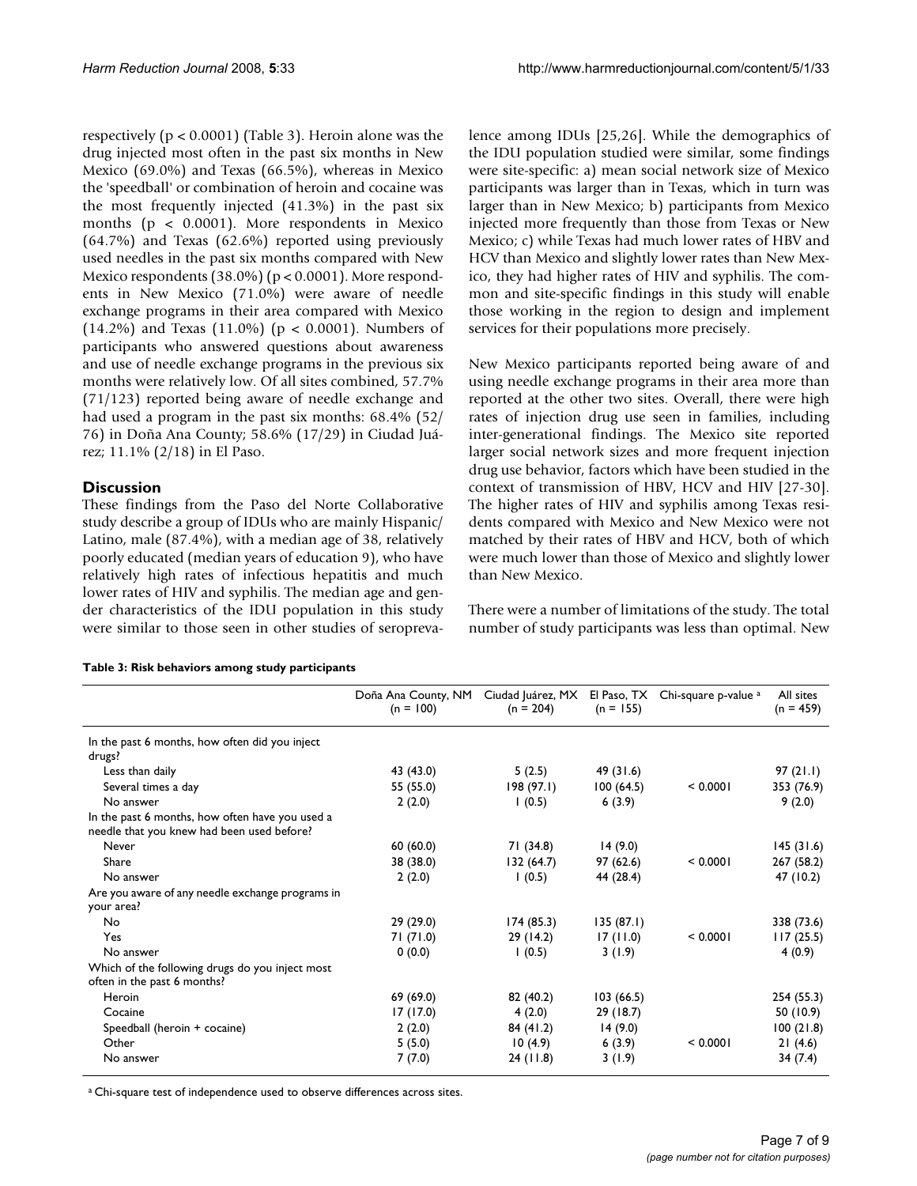respectively ($p < 0.0001$) (Table 3). Heroin alone was the drug injected most often in the past six months in New Mexico (69.0%) and Texas (66.5%), whereas in Mexico the 'speedball' or combination of heroin and cocaine was the most frequently injected (41.3%) in the past six months ($p < 0.0001$). More respondents in Mexico (64.7%) and Texas (62.6%) reported using previously used needles in the past six months compared with New Mexico respondents (38.0%) ($p < 0.0001$). More respondents in New Mexico (71.0%) were aware of needle exchange programs in their area compared with Mexico (14.2%) and Texas (11.0%) ($p < 0.0001$). Numbers of participants who answered questions about awareness and use of needle exchange programs in the previous six months were relatively low. Of all sites combined, 57.7% (71/123) reported being aware of needle exchange and had used a program in the past six months: 68.4% (52/76) in Doña Ana County; 58.6% (17/29) in Ciudad Juárez; 11.1% (2/18) in El Paso.

## Discussion

These findings from the Paso del Norte Collaborative study describe a group of IDUs who are mainly Hispanic/Latino, male (87.4%), with a median age of 38, relatively poorly educated (median years of education 9), who have relatively high rates of infectious hepatitis and much lower rates of HIV and syphilis. The median age and gender characteristics of the IDU population in this study were similar to those seen in other studies of seroprevalence among IDUs [25,26]. While the demographics of the IDU population studied were similar, some findings were site-specific: a) mean social network size of Mexico participants was larger than in Texas, which in turn was larger than in New Mexico; b) participants from Mexico injected more frequently than those from Texas or New Mexico; c) while Texas had much lower rates of HBV and HCV than Mexico and slightly lower rates than New Mexico, they had higher rates of HIV and syphilis. The common and site-specific findings in this study will enable those working in the region to design and implement services for their populations more precisely.

New Mexico participants reported being aware of and using needle exchange programs in their area more than reported at the other two sites. Overall, there were high rates of injection drug use seen in families, including inter-generational findings. The Mexico site reported larger social network sizes and more frequent injection drug use behavior, factors which have been studied in the context of transmission of HBV, HCV and HIV [27-30]. The higher rates of HIV and syphilis among Texas residents compared with Mexico and New Mexico were not matched by their rates of HBV and HCV, both of which were much lower than those of Mexico and slightly lower than New Mexico.

There were a number of limitations of the study. The total number of study participants was less than optimal. New

**Table 3: Risk behaviors among study participants**

| | Doña Ana County, NM (n = 100) | Ciudad Juárez, MX (n = 204) | El Paso, TX (n = 155) | Chi-square p-value [a] | All sites (n = 459) |
|---|---|---|---|---|---|
| In the past 6 months, how often did you inject drugs? | | | | | |
| Less than daily | 43 (43.0) | 5 (2.5) | 49 (31.6) | | 97 (21.1) |
| Several times a day | 55 (55.0) | 198 (97.1) | 100 (64.5) | < 0.0001 | 353 (76.9) |
| No answer | 2 (2.0) | 1 (0.5) | 6 (3.9) | | 9 (2.0) |
| In the past 6 months, how often have you used a needle that you knew had been used before? | | | | | |
| Never | 60 (60.0) | 71 (34.8) | 14 (9.0) | | 145 (31.6) |
| Share | 38 (38.0) | 132 (64.7) | 97 (62.6) | < 0.0001 | 267 (58.2) |
| No answer | 2 (2.0) | 1 (0.5) | 44 (28.4) | | 47 (10.2) |
| Are you aware of any needle exchange programs in your area? | | | | | |
| No | 29 (29.0) | 174 (85.3) | 135 (87.1) | | 338 (73.6) |
| Yes | 71 (71.0) | 29 (14.2) | 17 (11.0) | < 0.0001 | 117 (25.5) |
| No answer | 0 (0.0) | 1 (0.5) | 3 (1.9) | | 4 (0.9) |
| Which of the following drugs do you inject most often in the past 6 months? | | | | | |
| Heroin | 69 (69.0) | 82 (40.2) | 103 (66.5) | | 254 (55.3) |
| Cocaine | 17 (17.0) | 4 (2.0) | 29 (18.7) | | 50 (10.9) |
| Speedball (heroin + cocaine) | 2 (2.0) | 84 (41.2) | 14 (9.0) | | 100 (21.8) |
| Other | 5 (5.0) | 10 (4.9) | 6 (3.9) | < 0.0001 | 21 (4.6) |
| No answer | 7 (7.0) | 24 (11.8) | 3 (1.9) | | 34 (7.4) |

[a] Chi-square test of independence used to observe differences across sites.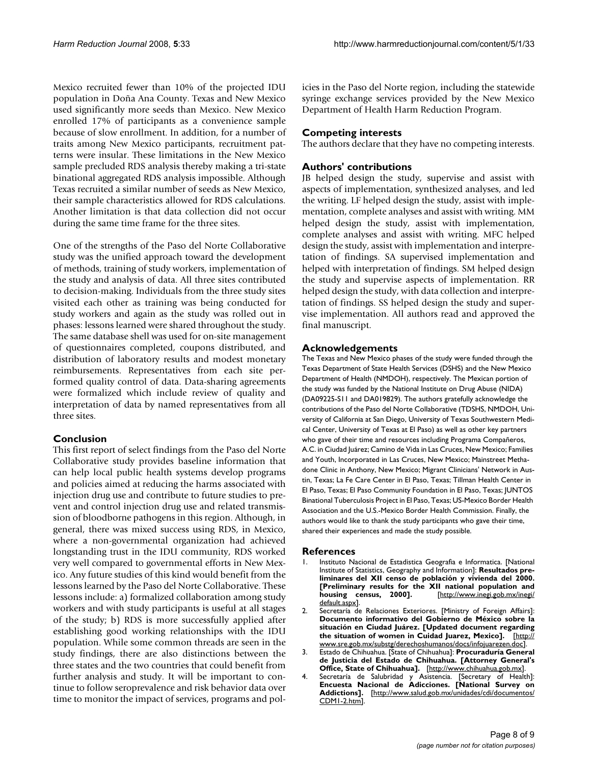Mexico recruited fewer than 10% of the projected IDU population in Doña Ana County. Texas and New Mexico used significantly more seeds than Mexico. New Mexico enrolled 17% of participants as a convenience sample because of slow enrollment. In addition, for a number of traits among New Mexico participants, recruitment patterns were insular. These limitations in the New Mexico sample precluded RDS analysis thereby making a tri-state binational aggregated RDS analysis impossible. Although Texas recruited a similar number of seeds as New Mexico, their sample characteristics allowed for RDS calculations. Another limitation is that data collection did not occur during the same time frame for the three sites.

One of the strengths of the Paso del Norte Collaborative study was the unified approach toward the development of methods, training of study workers, implementation of the study and analysis of data. All three sites contributed to decision-making. Individuals from the three study sites visited each other as training was being conducted for study workers and again as the study was rolled out in phases: lessons learned were shared throughout the study. The same database shell was used for on-site management of questionnaires completed, coupons distributed, and distribution of laboratory results and modest monetary reimbursements. Representatives from each site performed quality control of data. Data-sharing agreements were formalized which include review of quality and interpretation of data by named representatives from all three sites.

## Conclusion

This first report of select findings from the Paso del Norte Collaborative study provides baseline information that can help local public health systems develop programs and policies aimed at reducing the harms associated with injection drug use and contribute to future studies to prevent and control injection drug use and related transmission of bloodborne pathogens in this region. Although, in general, there was mixed success using RDS, in Mexico, where a non-governmental organization had achieved longstanding trust in the IDU community, RDS worked very well compared to governmental efforts in New Mexico. Any future studies of this kind would benefit from the lessons learned by the Paso del Norte Collaborative. These lessons include: a) formalized collaboration among study workers and with study participants is useful at all stages of the study; b) RDS is more successfully applied after establishing good working relationships with the IDU population. While some common threads are seen in the study findings, there are also distinctions between the three states and the two countries that could benefit from further analysis and study. It will be important to continue to follow seroprevalence and risk behavior data over time to monitor the impact of services, programs and policies in the Paso del Norte region, including the statewide syringe exchange services provided by the New Mexico Department of Health Harm Reduction Program.

## Competing interests

The authors declare that they have no competing interests.

## Authors' contributions

JB helped design the study, supervise and assist with aspects of implementation, synthesized analyses, and led the writing. LF helped design the study, assist with implementation, complete analyses and assist with writing. MM helped design the study, assist with implementation, complete analyses and assist with writing. MFC helped design the study, assist with implementation and interpretation of findings. SA supervised implementation and helped with interpretation of findings. SM helped design the study and supervise aspects of implementation. RR helped design the study, with data collection and interpretation of findings. SS helped design the study and supervise implementation. All authors read and approved the final manuscript.

## Acknowledgements

The Texas and New Mexico phases of the study were funded through the Texas Department of State Health Services (DSHS) and the New Mexico Department of Health (NMDOH), respectively. The Mexican portion of the study was funded by the National Institute on Drug Abuse (NIDA) (DA09225-S11 and DA019829). The authors gratefully acknowledge the contributions of the Paso del Norte Collaborative (TDSHS, NMDOH, University of California at San Diego, University of Texas Southwestern Medical Center, University of Texas at El Paso) as well as other key partners who gave of their time and resources including Programa Compañeros, A.C. in Ciudad Juárez; Camino de Vida in Las Cruces, New Mexico; Families and Youth, Incorporated in Las Cruces, New Mexico; Mainstreet Methadone Clinic in Anthony, New Mexico; Migrant Clinicians' Network in Austin, Texas; La Fe Care Center in El Paso, Texas; Tillman Health Center in El Paso, Texas; El Paso Community Foundation in El Paso, Texas; JUNTOS Binational Tuberculosis Project in El Paso, Texas; US-Mexico Border Health Association and the U.S.-Mexico Border Health Commission. Finally, the authors would like to thank the study participants who gave their time, shared their experiences and made the study possible.

## References

1. Instituto Nacional de Estadistica Geografia e Informatica. [National Institute of Statistics, Geography and Information]: **Resultados preliminares del XII censo de población y vivienda del 2000. [Preliminary results for the XII national population and housing census, 2000].** [http://www.inegi.gob.mx/inegi/default.aspx].
2. Secretaría de Relaciones Exteriores. [Ministry of Foreign Affairs]: **Documento informativo del Gobierno de México sobre la situación en Ciudad Juárez. [Updated document regarding the situation of women in Cuidad Juarez, Mexico].** [http://www.sre.gob.mx/substg/derechoshumanos/docs/infojuarezen.doc].
3. Estado de Chihuahua. [State of Chihuahua]: **Procuraduría General de Justicia del Estado de Chihuahua. [Attorney General's Office, State of Chihuahua].** [http://www.chihuahua.gob.mx].
4. Secretaría de Salubridad y Asistencia. [Secretary of Health]: **Encuesta Nacional de Adicciones. [National Survey on Addictions].** [http://www.salud.gob.mx/unidades/cdi/documentos/CDM1-2.htm].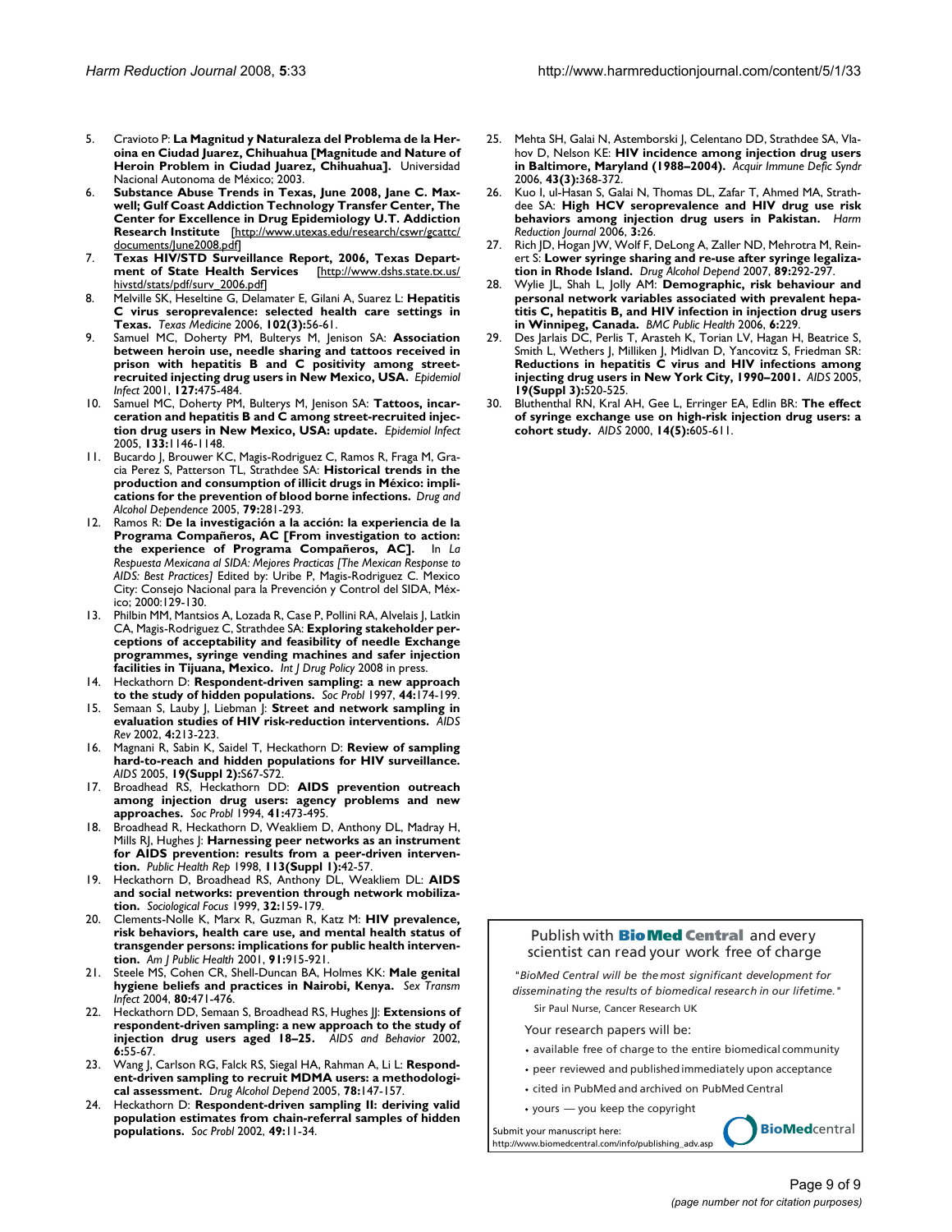5. Cravioto P: **La Magnitud y Naturaleza del Problema de la Heroina en Ciudad Juarez, Chihuahua [Magnitude and Nature of Heroin Problem in Ciudad Juarez, Chihuahua].** Universidad Nacional Autonoma de México; 2003.
6. **Substance Abuse Trends in Texas, June 2008, Jane C. Maxwell; Gulf Coast Addiction Technology Transfer Center, The Center for Excellence in Drug Epidemiology U.T. Addiction Research Institute** [http://www.utexas.edu/research/cswr/gcattc/documents/June2008.pdf]
7. **Texas HIV/STD Surveillance Report, 2006, Texas Department of State Health Services** [http://www.dshs.state.tx.us/hivstd/stats/pdf/surv_2006.pdf]
8. Melville SK, Heseltine G, Delamater E, Gilani A, Suarez L: **Hepatitis C virus seroprevalence: selected health care settings in Texas.** *Texas Medicine* 2006, **102(3):**56-61.
9. Samuel MC, Doherty PM, Bulterys M, Jenison SA: **Association between heroin use, needle sharing and tattoos received in prison with hepatitis B and C positivity among street-recruited injecting drug users in New Mexico, USA.** *Epidemiol Infect* 2001, **127:**475-484.
10. Samuel MC, Doherty PM, Bulterys M, Jenison SA: **Tattoos, incarceration and hepatitis B and C among street-recruited injection drug users in New Mexico, USA: update.** *Epidemiol Infect* 2005, **133:**1146-1148.
11. Bucardo J, Brouwer KC, Magis-Rodriguez C, Ramos R, Fraga M, Gracia Perez S, Patterson TL, Strathdee SA: **Historical trends in the production and consumption of illicit drugs in México: implications for the prevention of blood borne infections.** *Drug and Alcohol Dependence* 2005, **79:**281-293.
12. Ramos R: **De la investigación a la acción: la experiencia de la Programa Compañeros, AC [From investigation to action: the experience of Programa Compañeros, AC].** In *La Respuesta Mexicana al SIDA: Mejores Practicas [The Mexican Response to AIDS: Best Practices]* Edited by: Uribe P, Magis-Rodriguez C. Mexico City: Consejo Nacional para la Prevención y Control del SIDA, México; 2000:129-130.
13. Philbin MM, Mantsios A, Lozada R, Case P, Pollini RA, Alvelais J, Latkin CA, Magis-Rodriguez C, Strathdee SA: **Exploring stakeholder perceptions of acceptability and feasibility of needle Exchange programmes, syringe vending machines and safer injection facilities in Tijuana, Mexico.** *Int J Drug Policy* 2008 in press.
14. Heckathorn D: **Respondent-driven sampling: a new approach to the study of hidden populations.** *Soc Probl* 1997, **44:**174-199.
15. Semaan S, Lauby J, Liebman J: **Street and network sampling in evaluation studies of HIV risk-reduction interventions.** *AIDS Rev* 2002, **4:**213-223.
16. Magnani R, Sabin K, Saidel T, Heckathorn D: **Review of sampling hard-to-reach and hidden populations for HIV surveillance.** *AIDS* 2005, **19(Suppl 2):**S67-S72.
17. Broadhead RS, Heckathorn DD: **AIDS prevention outreach among injection drug users: agency problems and new approaches.** *Soc Probl* 1994, **41:**473-495.
18. Broadhead R, Heckathorn D, Weakliem D, Anthony DL, Madray H, Mills RJ, Hughes J: **Harnessing peer networks as an instrument for AIDS prevention: results from a peer-driven intervention.** *Public Health Rep* 1998, **113(Suppl 1):**42-57.
19. Heckathorn D, Broadhead RS, Anthony DL, Weakliem DL: **AIDS and social networks: prevention through network mobilization.** *Sociological Focus* 1999, **32:**159-179.
20. Clements-Nolle K, Marx R, Guzman R, Katz M: **HIV prevalence, risk behaviors, health care use, and mental health status of transgender persons: implications for public health intervention.** *Am J Public Health* 2001, **91:**915-921.
21. Steele MS, Cohen CR, Shell-Duncan BA, Holmes KK: **Male genital hygiene beliefs and practices in Nairobi, Kenya.** *Sex Transm Infect* 2004, **80:**471-476.
22. Heckathorn DD, Semaan S, Broadhead RS, Hughes JJ: **Extensions of respondent-driven sampling: a new approach to the study of injection drug users aged 18–25.** *AIDS and Behavior* 2002, **6:**55-67.
23. Wang J, Carlson RG, Falck RS, Siegal HA, Rahman A, Li L: **Respondent-driven sampling to recruit MDMA users: a methodological assessment.** *Drug Alcohol Depend* 2005, **78:**147-157.
24. Heckathorn D: **Respondent-driven sampling II: deriving valid population estimates from chain-referral samples of hidden populations.** *Soc Probl* 2002, **49:**11-34.
25. Mehta SH, Galai N, Astemborski J, Celentano DD, Strathdee SA, Vlahov D, Nelson KE: **HIV incidence among injection drug users in Baltimore, Maryland (1988–2004).** *Acquir Immune Defic Syndr* 2006, **43(3):**368-372.
26. Kuo I, ul-Hasan S, Galai N, Thomas DL, Zafar T, Ahmed MA, Strathdee SA: **High HCV seroprevalence and HIV drug use risk behaviors among injection drug users in Pakistan.** *Harm Reduction Journal* 2006, **3:**26.
27. Rich JD, Hogan JW, Wolf F, DeLong A, Zaller ND, Mehrotra M, Reinert S: **Lower syringe sharing and re-use after syringe legalization in Rhode Island.** *Drug Alcohol Depend* 2007, **89:**292-297.
28. Wylie JL, Shah L, Jolly AM: **Demographic, risk behaviour and personal network variables associated with prevalent hepatitis C, hepatitis B, and HIV infection in injection drug users in Winnipeg, Canada.** *BMC Public Health* 2006, **6:**229.
29. Des Jarlais DC, Perlis T, Arasteh K, Torian LV, Hagan H, Beatrice S, Smith L, Wethers J, Milliken J, Midlvan D, Yancovitz S, Friedman SR: **Reductions in hepatitis C virus and HIV infections among injecting drug users in New York City, 1990–2001.** *AIDS* 2005, **19(Suppl 3):**520-525.
30. Bluthenthal RN, Kral AH, Gee L, Erringer EA, Edlin BR: **The effect of syringe exchange use on high-risk injection drug users: a cohort study.** *AIDS* 2000, **14(5):**605-611.